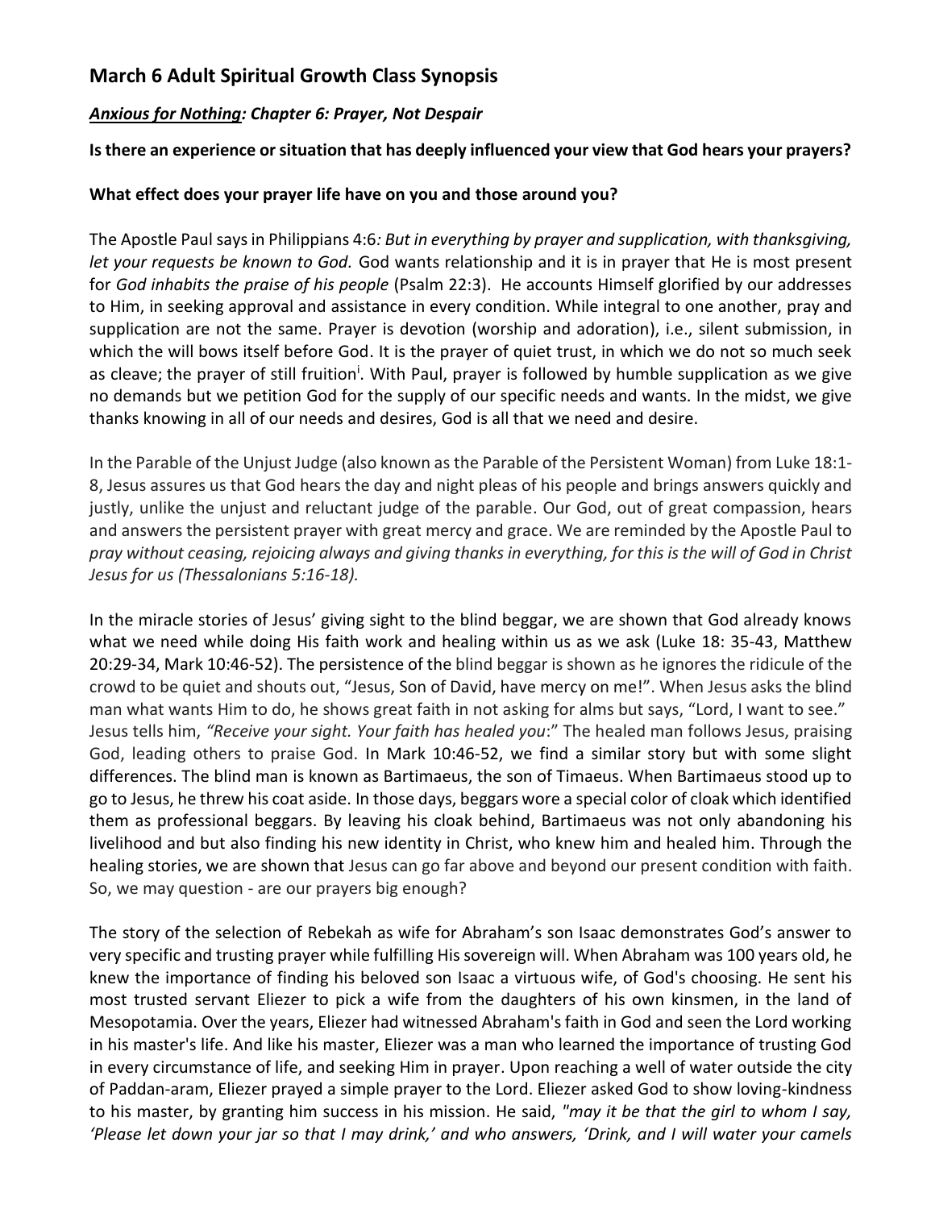# March 6 Adult Spiritual Growth Class Synopsis

### ***Anxious for Nothing**: Chapter 6: Prayer, Not Despair*

**Is there an experience or situation that has deeply influenced your view that God hears your prayers?**

**What effect does your prayer life have on you and those around you?**

The Apostle Paul says in Philippians 4:6*: But in everything by prayer and supplication, with thanksgiving, let your requests be known to God.* God wants relationship and it is in prayer that He is most present for *God inhabits the praise of his people* (Psalm 22:3). He accounts Himself glorified by our addresses to Him, in seeking approval and assistance in every condition. While integral to one another, pray and supplication are not the same. Prayer is devotion (worship and adoration), i.e., silent submission, in which the will bows itself before God. It is the prayer of quiet trust, in which we do not so much seek as cleave; the prayer of still fruition[i]. With Paul, prayer is followed by humble supplication as we give no demands but we petition God for the supply of our specific needs and wants. In the midst, we give thanks knowing in all of our needs and desires, God is all that we need and desire.

In the Parable of the Unjust Judge (also known as the Parable of the Persistent Woman) from Luke 18:1-8, Jesus assures us that God hears the day and night pleas of his people and brings answers quickly and justly, unlike the unjust and reluctant judge of the parable. Our God, out of great compassion, hears and answers the persistent prayer with great mercy and grace. We are reminded by the Apostle Paul to *pray without ceasing, rejoicing always and giving thanks in everything, for this is the will of God in Christ Jesus for us (Thessalonians 5:16-18).*

In the miracle stories of Jesus' giving sight to the blind beggar, we are shown that God already knows what we need while doing His faith work and healing within us as we ask (Luke 18: 35-43, Matthew 20:29-34, Mark 10:46-52). The persistence of the blind beggar is shown as he ignores the ridicule of the crowd to be quiet and shouts out, "Jesus, Son of David, have mercy on me!". When Jesus asks the blind man what wants Him to do, he shows great faith in not asking for alms but says, "Lord, I want to see." Jesus tells him, *"Receive your sight. Your faith has healed you*:" The healed man follows Jesus, praising God, leading others to praise God. In Mark 10:46-52, we find a similar story but with some slight differences. The blind man is known as Bartimaeus, the son of Timaeus. When Bartimaeus stood up to go to Jesus, he threw his coat aside. In those days, beggars wore a special color of cloak which identified them as professional beggars. By leaving his cloak behind, Bartimaeus was not only abandoning his livelihood and but also finding his new identity in Christ, who knew him and healed him. Through the healing stories, we are shown that Jesus can go far above and beyond our present condition with faith. So, we may question - are our prayers big enough?

The story of the selection of Rebekah as wife for Abraham's son Isaac demonstrates God's answer to very specific and trusting prayer while fulfilling His sovereign will. When Abraham was 100 years old, he knew the importance of finding his beloved son Isaac a virtuous wife, of God's choosing. He sent his most trusted servant Eliezer to pick a wife from the daughters of his own kinsmen, in the land of Mesopotamia. Over the years, Eliezer had witnessed Abraham's faith in God and seen the Lord working in his master's life. And like his master, Eliezer was a man who learned the importance of trusting God in every circumstance of life, and seeking Him in prayer. Upon reaching a well of water outside the city of Paddan-aram, Eliezer prayed a simple prayer to the Lord. Eliezer asked God to show loving-kindness to his master, by granting him success in his mission. He said, *"may it be that the girl to whom I say, 'Please let down your jar so that I may drink,' and who answers, 'Drink, and I will water your camels*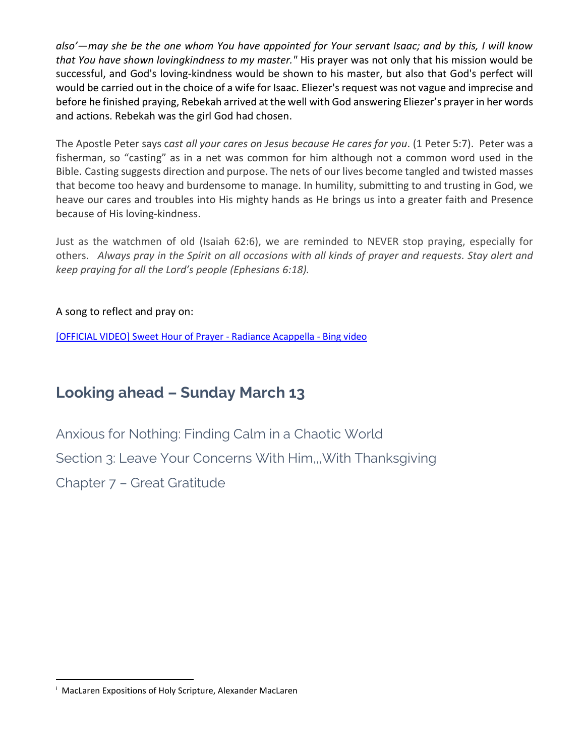*also'—may she be the one whom You have appointed for Your servant Isaac; and by this, I will know that You have shown lovingkindness to my master."* His prayer was not only that his mission would be successful, and God's loving-kindness would be shown to his master, but also that God's perfect will would be carried out in the choice of a wife for Isaac. Eliezer's request was not vague and imprecise and before he finished praying, Rebekah arrived at the well with God answering Eliezer's prayer in her words and actions. Rebekah was the girl God had chosen.

The Apostle Peter says c*ast all your cares on Jesus because He cares for you*. (1 Peter 5:7). Peter was a fisherman, so "casting" as in a net was common for him although not a common word used in the Bible. Casting suggests direction and purpose. The nets of our lives become tangled and twisted masses that become too heavy and burdensome to manage. In humility, submitting to and trusting in God, we heave our cares and troubles into His mighty hands as He brings us into a greater faith and Presence because of His loving-kindness.

Just as the watchmen of old (Isaiah 62:6), we are reminded to NEVER stop praying, especially for others. *Always pray in the Spirit on all occasions with all kinds of prayer and requests. Stay alert and keep praying for all the Lord's people (Ephesians 6:18).*

A song to reflect and pray on:

[OFFICIAL VIDEO] Sweet Hour of Prayer - Radiance Acappella - Bing video

## Looking ahead – Sunday March 13

Anxious for Nothing: Finding Calm in a Chaotic World

Section 3: Leave Your Concerns With Him,,,With Thanksgiving

Chapter 7 – Great Gratitude

---

[i] MacLaren Expositions of Holy Scripture, Alexander MacLaren